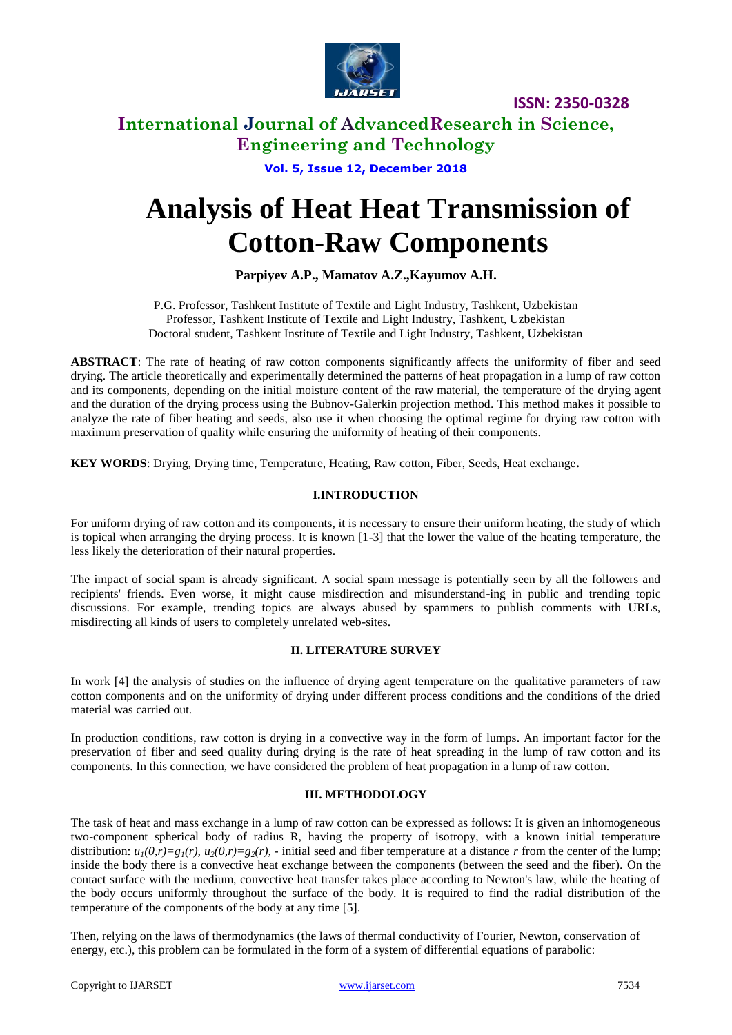# Analysis of Heat Heat Transmission of Cotton-Raw Components

**Parpiyev A.P., Mamatov A.Z.,Kayumov A.H.**

P.G. Professor, Tashkent Institute of Textile and Light Industry, Tashkent, Uzbekistan
Professor, Tashkent Institute of Textile and Light Industry, Tashkent, Uzbekistan
Doctoral student, Tashkent Institute of Textile and Light Industry, Tashkent, Uzbekistan

**ABSTRACT**: The rate of heating of raw cotton components significantly affects the uniformity of fiber and seed drying. The article theoretically and experimentally determined the patterns of heat propagation in a lump of raw cotton and its components, depending on the initial moisture content of the raw material, the temperature of the drying agent and the duration of the drying process using the Bubnov-Galerkin projection method. This method makes it possible to analyze the rate of fiber heating and seeds, also use it when choosing the optimal regime for drying raw cotton with maximum preservation of quality while ensuring the uniformity of heating of their components.

**KEY WORDS**: Drying, Drying time, Temperature, Heating, Raw cotton, Fiber, Seeds, Heat exchange**.**

## I.INTRODUCTION

For uniform drying of raw cotton and its components, it is necessary to ensure their uniform heating, the study of which is topical when arranging the drying process. It is known [1-3] that the lower the value of the heating temperature, the less likely the deterioration of their natural properties.

The impact of social spam is already significant. A social spam message is potentially seen by all the followers and recipients' friends. Even worse, it might cause misdirection and misunderstand-ing in public and trending topic discussions. For example, trending topics are always abused by spammers to publish comments with URLs, misdirecting all kinds of users to completely unrelated web-sites.

## II. LITERATURE SURVEY

In work [4] the analysis of studies on the influence of drying agent temperature on the qualitative parameters of raw cotton components and on the uniformity of drying under different process conditions and the conditions of the dried material was carried out.

In production conditions, raw cotton is drying in a convective way in the form of lumps. An important factor for the preservation of fiber and seed quality during drying is the rate of heat spreading in the lump of raw cotton and its components. In this connection, we have considered the problem of heat propagation in a lump of raw cotton.

## III. METHODOLOGY

The task of heat and mass exchange in a lump of raw cotton can be expressed as follows: It is given an inhomogeneous two-component spherical body of radius R, having the property of isotropy, with a known initial temperature distribution: $u_1(0,r)=g_1(r)$, $u_2(0,r)=g_2(r)$, - initial seed and fiber temperature at a distance $r$ from the center of the lump; inside the body there is a convective heat exchange between the components (between the seed and the fiber). On the contact surface with the medium, convective heat transfer takes place according to Newton's law, while the heating of the body occurs uniformly throughout the surface of the body. It is required to find the radial distribution of the temperature of the components of the body at any time [5].

Then, relying on the laws of thermodynamics (the laws of thermal conductivity of Fourier, Newton, conservation of energy, etc.), this problem can be formulated in the form of a system of differential equations of parabolic: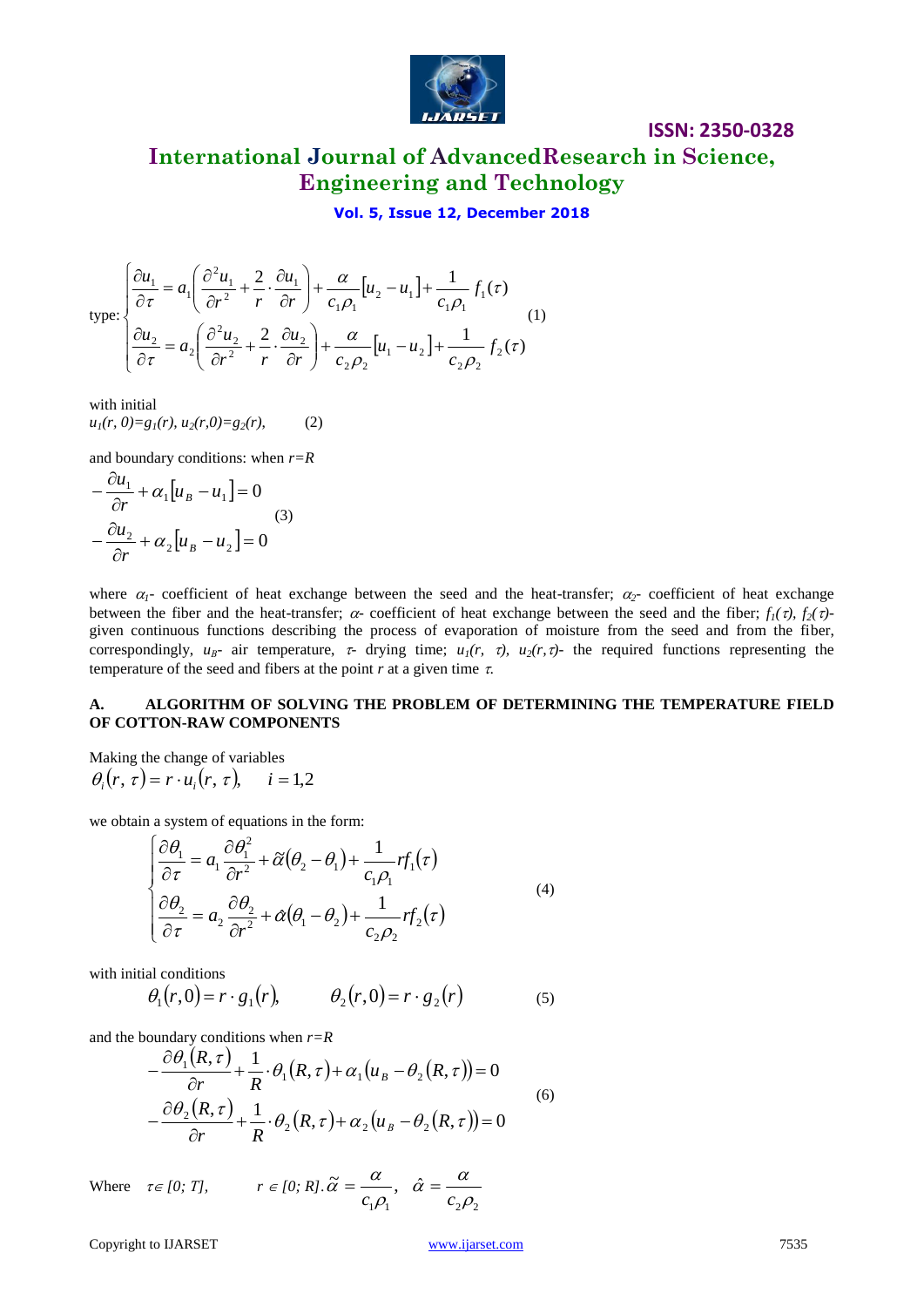type:

$$\begin{cases} \dfrac{\partial u_1}{\partial \tau} = a_1\left(\dfrac{\partial^2 u_1}{\partial r^2} + \dfrac{2}{r}\cdot\dfrac{\partial u_1}{\partial r}\right) + \dfrac{\alpha}{c_1\rho_1}\left[u_2 - u_1\right] + \dfrac{1}{c_1\rho_1} f_1(\tau) \\ \dfrac{\partial u_2}{\partial \tau} = a_2\left(\dfrac{\partial^2 u_2}{\partial r^2} + \dfrac{2}{r}\cdot\dfrac{\partial u_2}{\partial r}\right) + \dfrac{\alpha}{c_2\rho_2}\left[u_1 - u_2\right] + \dfrac{1}{c_2\rho_2} f_2(\tau) \end{cases} \quad (1)$$

with initial

$u_1(r, 0)=g_1(r)$, $u_2(r,0)=g_2(r)$, (2)

and boundary conditions: when $r=R$

$$\begin{aligned} -\frac{\partial u_1}{\partial r} + \alpha_1\left[u_B - u_1\right] = 0 \\ -\frac{\partial u_2}{\partial r} + \alpha_2\left[u_B - u_2\right] = 0 \end{aligned} \quad (3)$$

where $\alpha_1$- coefficient of heat exchange between the seed and the heat-transfer; $\alpha_2$- coefficient of heat exchange between the fiber and the heat-transfer; $\alpha$- coefficient of heat exchange between the seed and the fiber; $f_1(\tau)$, $f_2(\tau)$- given continuous functions describing the process of evaporation of moisture from the seed and from the fiber, correspondingly, $u_B$- air temperature, $\tau$- drying time; $u_1(r, \tau)$, $u_2(r,\tau)$- the required functions representing the temperature of the seed and fibers at the point $r$ at a given time $\tau$.

## A. ALGORITHM OF SOLVING THE PROBLEM OF DETERMINING THE TEMPERATURE FIELD OF COTTON-RAW COMPONENTS

Making the change of variables

$\theta_i(r, \tau) = r \cdot u_i(r, \tau), \quad i = 1,2$

we obtain a system of equations in the form:

$$\begin{cases} \dfrac{\partial \theta_1}{\partial \tau} = a_1 \dfrac{\partial \theta_1^2}{\partial r^2} + \tilde{\alpha}(\theta_2 - \theta_1) + \dfrac{1}{c_1\rho_1} r f_1(\tau) \\ \dfrac{\partial \theta_2}{\partial \tau} = a_2 \dfrac{\partial \theta_2}{\partial r^2} + \hat{\alpha}(\theta_1 - \theta_2) + \dfrac{1}{c_2\rho_2} r f_2(\tau) \end{cases} \quad (4)$$

with initial conditions

$$\theta_1(r,0) = r \cdot g_1(r), \qquad \theta_2(r,0) = r \cdot g_2(r) \quad (5)$$

and the boundary conditions when $r=R$

$$\begin{aligned} -\frac{\partial \theta_1(R,\tau)}{\partial r} + \frac{1}{R}\cdot\theta_1(R,\tau) + \alpha_1\left(u_B - \theta_2(R,\tau)\right) = 0 \\ -\frac{\partial \theta_2(R,\tau)}{\partial r} + \frac{1}{R}\cdot\theta_2(R,\tau) + \alpha_2\left(u_B - \theta_2(R,\tau)\right) = 0 \end{aligned} \quad (6)$$

Where $\tau \in [0; T]$, $r \in [0; R]$. $\tilde{\alpha} = \dfrac{\alpha}{c_1\rho_1}$, $\hat{\alpha} = \dfrac{\alpha}{c_2\rho_2}$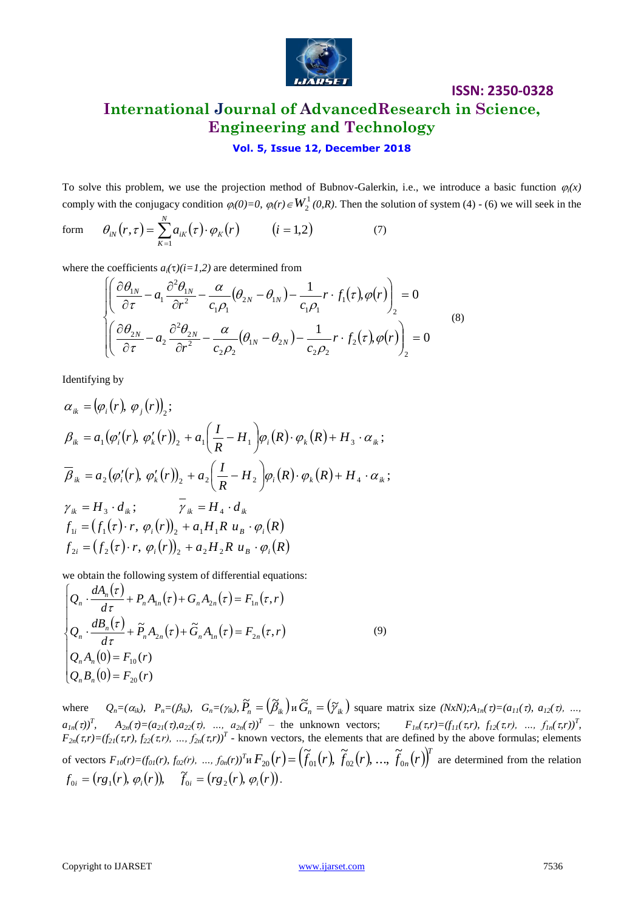To solve this problem, we use the projection method of Bubnov-Galerkin, i.e., we introduce a basic function $\varphi_i(x)$ comply with the conjugacy condition $\varphi_i(0)=0$, $\varphi_i(r) \in W_2^1\,(0,R)$. Then the solution of system (4) - (6) we will seek in the form

$$\theta_{iN}(r,\tau) = \sum_{K=1}^{N} a_{iK}(\tau) \cdot \varphi_K(r) \qquad (i = 1,2) \tag{7}$$

where the coefficients $a_i(\tau)(i=1,2)$ are determined from

$$\begin{cases} \left( \dfrac{\partial \theta_{1N}}{\partial \tau} - a_1 \dfrac{\partial^2 \theta_{1N}}{\partial r^2} - \dfrac{\alpha}{c_1 \rho_1} (\theta_{2N} - \theta_{1N}) - \dfrac{1}{c_1 \rho_1} r \cdot f_1(\tau), \varphi(r) \right)_2 = 0 \\ \left( \dfrac{\partial \theta_{2N}}{\partial \tau} - a_2 \dfrac{\partial^2 \theta_{2N}}{\partial r^2} - \dfrac{\alpha}{c_2 \rho_2} (\theta_{1N} - \theta_{2N}) - \dfrac{1}{c_2 \rho_2} r \cdot f_2(\tau), \varphi(r) \right)_2 = 0 \end{cases} \tag{8}$$

Identifying by

$$\alpha_{ik} = (\varphi_i(r),\, \varphi_j(r))_2;$$

$$\beta_{ik} = a_1 (\varphi_i'(r),\, \varphi_k'(r))_2 + a_1 \left( \frac{I}{R} - H_1 \right) \varphi_i(R) \cdot \varphi_k(R) + H_3 \cdot \alpha_{ik};$$

$$\overline{\beta}_{ik} = a_2 (\varphi_i'(r),\, \varphi_k'(r))_2 + a_2 \left( \frac{I}{R} - H_2 \right) \varphi_i(R) \cdot \varphi_k(R) + H_4 \cdot \alpha_{ik};$$

$$\gamma_{ik} = H_3 \cdot d_{ik}; \qquad \overline{\gamma}_{ik} = H_4 \cdot d_{ik}$$

$$f_{1i} = (f_1(\tau) \cdot r,\, \varphi_i(r))_2 + a_1 H_1 R\, u_B \cdot \varphi_i(R)$$

$$f_{2i} = (f_2(\tau) \cdot r,\, \varphi_i(r))_2 + a_2 H_2 R\, u_B \cdot \varphi_i(R)$$

we obtain the following system of differential equations:

$$\begin{cases} Q_n \cdot \dfrac{dA_n(\tau)}{d\tau} + P_n A_{1n}(\tau) + G_n A_{2n}(\tau) = F_{1n}(\tau, r) \\ Q_n \cdot \dfrac{dB_n(\tau)}{d\tau} + \widetilde{P}_n A_{2n}(\tau) + \widetilde{G}_n A_{1n}(\tau) = F_{2n}(\tau, r) \\ Q_n A_n(0) = F_{10}(r) \\ Q_n B_n(0) = F_{20}(r) \end{cases} \tag{9}$$

where $Q_n=(\alpha_{ik})$, $P_n=(\beta_{ik})$, $G_n=(\gamma_{ik})$, $\widetilde{P}_n = (\widetilde{\beta}_{ik})$ и $\widetilde{G}_n = (\widetilde{\gamma}_{ik})$ square matrix size $(NxN)$; $A_{1n}(\tau)=(a_{11}(\tau), a_{12}(\tau), \ldots, a_{1n}(\tau))^T$, $A_{2n}(\tau)=(a_{21}(\tau), a_{22}(\tau), \ldots, a_{2n}(\tau))^T$ – the unknown vectors; $F_{1n}(\tau,r)=(f_{11}(\tau,r), f_{12}(\tau,r), \ldots, f_{1n}(\tau,r))^T$, $F_{2n}(\tau,r)=(f_{21}(\tau,r), f_{22}(\tau,r), \ldots, f_{2n}(\tau,r))^T$ - known vectors, the elements that are defined by the above formulas; elements of vectors $F_{10}(r)=(f_{01}(r), f_{02}(r), \ldots, f_{0n}(r))^T$ и $F_{20}(r) = \left(\widetilde{f}_{01}(r),\, \widetilde{f}_{02}(r),\, \ldots,\, \widetilde{f}_{0n}(r)\right)^T$ are determined from the relation $f_{0i} = (rg_1(r),\, \varphi_i(r))$, $\quad \widetilde{f}_{0i} = (rg_2(r),\, \varphi_i(r))$.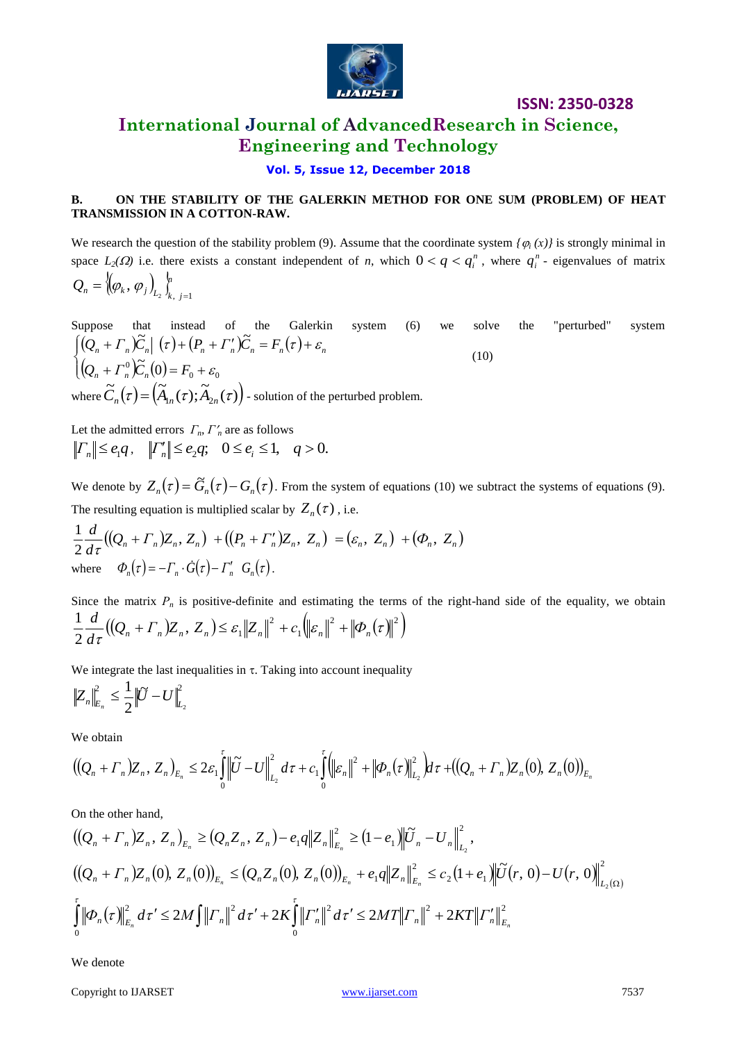### B. ON THE STABILITY OF THE GALERKIN METHOD FOR ONE SUM (PROBLEM) OF HEAT TRANSMISSION IN A COTTON-RAW.

We research the question of the stability problem (9). Assume that the coordinate system $\{\varphi_i(x)\}$ is strongly minimal in space $L_2(\Omega)$ i.e. there exists a constant independent of $n$, which $0 < q < q_i^n$, where $q_i^n$ - eigenvalues of matrix $Q_n = \left\{(\varphi_k, \varphi_j)_{L_2}\right\}_{k,\, j=1}^{n}$

Suppose that instead of the Galerkin system (6) we solve the "perturbed" system

$$\begin{cases}(Q_n + \Gamma_n)\widetilde{C}_n|\,(\tau) + (P_n + \Gamma_n')\widetilde{C}_n = F_n(\tau) + \varepsilon_n \\ (Q_n + \Gamma_n^0)\widetilde{C}_n(0) = F_0 + \varepsilon_0\end{cases} \qquad (10)$$

where $\widetilde{C}_n(\tau) = \left(\widetilde{A}_{1n}(\tau); \widetilde{A}_{2n}(\tau)\right)$ - solution of the perturbed problem.

Let the admitted errors $\Gamma_n, \Gamma_n'$ are as follows

$$\|\Gamma_n\| \le e_1 q, \quad \|\Gamma_n'\| \le e_2 q; \quad 0 \le e_i \le 1, \quad q > 0.$$

We denote by $Z_n(\tau) = \widetilde{G}_n(\tau) - G_n(\tau)$. From the system of equations (10) we subtract the systems of equations (9). The resulting equation is multiplied scalar by $Z_n(\tau)$, i.e.

$$\frac{1}{2}\frac{d}{d\tau}\left((Q_n + \Gamma_n)Z_n,\, Z_n\right) + \left((P_n + \Gamma_n')Z_n,\, Z_n\right) = (\varepsilon_n,\, Z_n) + (\Phi_n,\, Z_n)$$

where $\quad \Phi_n(\tau) = -\Gamma_n \cdot \dot{G}(\tau) - \Gamma_n'\; G_n(\tau)$.

Since the matrix $P_n$ is positive-definite and estimating the terms of the right-hand side of the equality, we obtain

$$\frac{1}{2}\frac{d}{d\tau}\left((Q_n + \Gamma_n)Z_n,\, Z_n\right) \le \varepsilon_1\|Z_n\|^2 + c_1\left(\|\varepsilon_n\|^2 + \|\Phi_n(\tau)\|^2\right)$$

We integrate the last inequalities in τ. Taking into account inequality

$$\|Z_n\|_{E_n}^2 \le \frac{1}{2}\|\widetilde{U} - U\|_{L_2}^2$$

We obtain

$$\left((Q_n + \Gamma_n)Z_n,\, Z_n\right)_{E_n} \le 2\varepsilon_1\int_0^\tau \left\|\widetilde{U} - U\right\|_{L_2}^2 d\tau + c_1\int_0^\tau\left(\|\varepsilon_n\|^2 + \|\Phi_n(\tau)\|_{L_2}^2\right)d\tau + \left((Q_n + \Gamma_n)Z_n(0),\, Z_n(0)\right)_{E_n}$$

On the other hand,

$$\left((Q_n + \Gamma_n)Z_n,\, Z_n\right)_{E_n} \ge (Q_n Z_n,\, Z_n) - e_1 q\|Z_n\|_{E_n}^2 \ge (1 - e_1)\left\|\widetilde{U}_n - U_n\right\|_{L_2}^2,$$

$$\left((Q_n + \Gamma_n)Z_n(0),\, Z_n(0)\right)_{E_n} \le \left(Q_n Z_n(0),\, Z_n(0)\right)_{E_n} + e_1 q\|Z_n\|_{E_n}^2 \le c_2(1 + e_1)\left\|\widetilde{U}(r,\,0) - U(r,\,0)\right\|_{L_2(\Omega)}^2$$

$$\int_0^\tau \|\Phi_n(\tau)\|_{E_n}^2 d\tau' \le 2M\int\|\Gamma_n\|^2 d\tau' + 2K\int_0^\tau\|\Gamma_n'\|^2 d\tau' \le 2MT\|\Gamma_n\|^2 + 2KT\|\Gamma_n'\|_{E_n}^2$$

We denote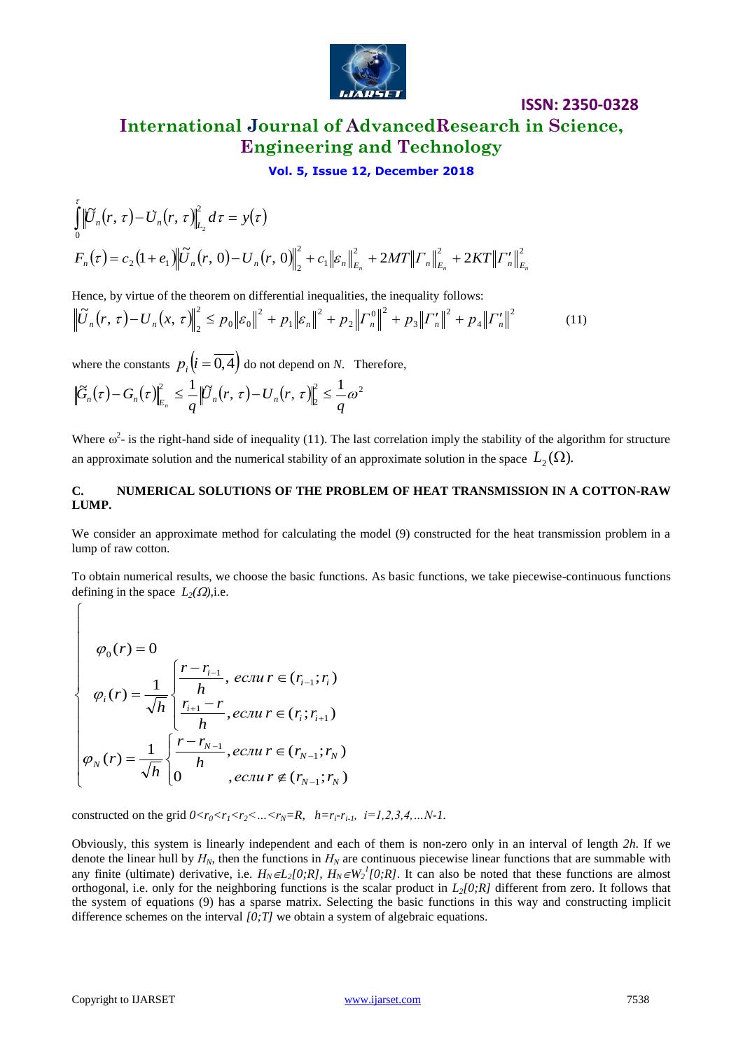$$\int_0^{\tau}\left\|\tilde{U}_n(r,\tau)-U_n(r,\tau)\right\|_{L_2}^2 d\tau = y(\tau)$$

$$F_n(\tau)=c_2(1+e_1)\left\|\tilde{U}_n(r,0)-U_n(r,0)\right\|_2^2+c_1\left\|\varepsilon_n\right\|_{E_n}^2+2MT\left\|\Gamma_n\right\|_{E_n}^2+2KT\left\|\Gamma_n'\right\|_{E_n}^2$$

Hence, by virtue of the theorem on differential inequalities, the inequality follows:

$$\left\|\tilde{U}_n(r,\tau)-U_n(x,\tau)\right\|_2^2 \le p_0\left\|\varepsilon_0\right\|^2+p_1\left\|\varepsilon_n\right\|^2+p_2\left\|\Gamma_n^0\right\|^2+p_3\left\|\Gamma_n'\right\|^2+p_4\left\|\Gamma_n'\right\|^2 \qquad (11)$$

where the constants $p_i\left(i=\overline{0,4}\right)$ do not depend on *N*. Therefore,

$$\left\|\tilde{G}_n(\tau)-G_n(\tau)\right\|_{E_n}^2 \le \frac{1}{q}\left\|\tilde{U}_n(r,\tau)-U_n(r,\tau)\right\|_2^2 \le \frac{1}{q}\omega^2$$

Where $\omega^2$- is the right-hand side of inequality (11). The last correlation imply the stability of the algorithm for structure an approximate solution and the numerical stability of an approximate solution in the space $L_2(\Omega)$.

### C. NUMERICAL SOLUTIONS OF THE PROBLEM OF HEAT TRANSMISSION IN A COTTON-RAW LUMP.

We consider an approximate method for calculating the model (9) constructed for the heat transmission problem in a lump of raw cotton.

To obtain numerical results, we choose the basic functions. As basic functions, we take piecewise-continuous functions defining in the space $L_2(\Omega)$,i.e.

$$\begin{cases} \varphi_0(r)=0 \\ \varphi_i(r)=\dfrac{1}{\sqrt{h}}\begin{cases}\dfrac{r-r_{i-1}}{h}, \text{ если } r\in(r_{i-1};r_i) \\ \dfrac{r_{i+1}-r}{h}, \text{ если } r\in(r_i;r_{i+1})\end{cases} \\ \varphi_N(r)=\dfrac{1}{\sqrt{h}}\begin{cases}\dfrac{r-r_{N-1}}{h}, \text{ если } r\in(r_{N-1};r_N) \\ 0 \qquad\quad, \text{ если } r\notin(r_{N-1};r_N)\end{cases} \end{cases}$$

constructed on the grid $0<r_0<r_1<r_2<\ldots<r_N=R$, $h=r_i-r_{i-1}$, $i=1,2,3,4,\ldots N-1$.

Obviously, this system is linearly independent and each of them is non-zero only in an interval of length $2h$. If we denote the linear hull by $H_N$, then the functions in $H_N$ are continuous piecewise linear functions that are summable with any finite (ultimate) derivative, i.e. $H_N\in L_2[0;R]$, $H_N\in W_2^1[0;R]$. It can also be noted that these functions are almost orthogonal, i.e. only for the neighboring functions is the scalar product in $L_2[0;R]$ different from zero. It follows that the system of equations (9) has a sparse matrix. Selecting the basic functions in this way and constructing implicit difference schemes on the interval $[0;T]$ we obtain a system of algebraic equations.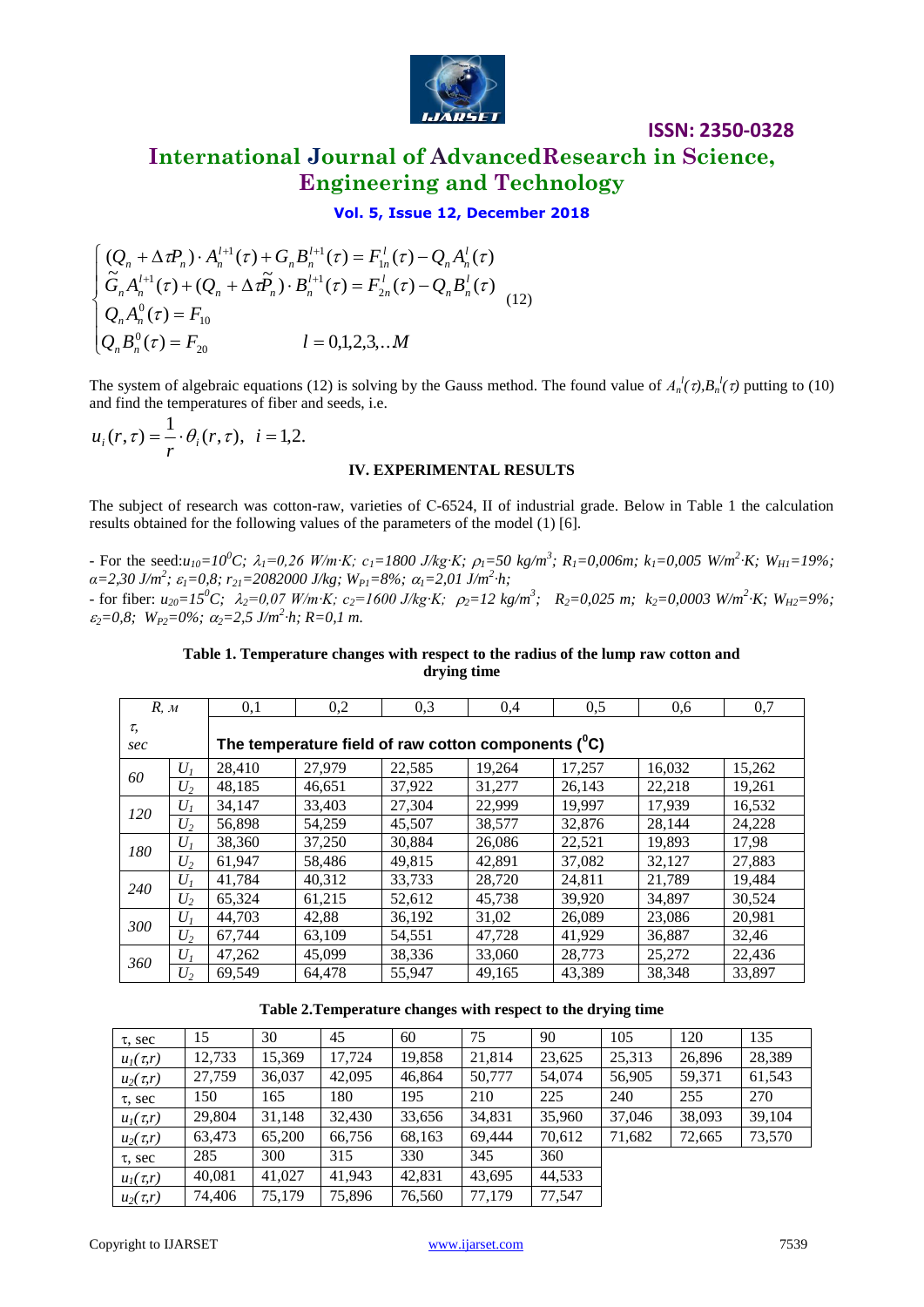$$\begin{cases} (Q_n + \Delta\tau P_n) \cdot A_n^{l+1}(\tau) + G_n B_n^{l+1}(\tau) = F_{1n}^l(\tau) - Q_n A_n^l(\tau) \\ \widetilde{G}_n A_n^{l+1}(\tau) + (Q_n + \Delta\tau\widetilde{P}_n) \cdot B_n^{l+1}(\tau) = F_{2n}^l(\tau) - Q_n B_n^l(\tau) \\ Q_n A_n^0(\tau) = F_{10} \\ Q_n B_n^0(\tau) = F_{20} \qquad\qquad l = 0,1,2,3,..M \end{cases} \quad (12)$$

The system of algebraic equations (12) is solving by the Gauss method. The found value of $A_n^l(\tau), B_n^l(\tau)$ putting to (10) and find the temperatures of fiber and seeds, i.e.

$$u_i(r,\tau) = \frac{1}{r} \cdot \theta_i(r,\tau), \;\; i = 1,2.$$

## IV. EXPERIMENTAL RESULTS

The subject of research was cotton-raw, varieties of C-6524, II of industrial grade. Below in Table 1 the calculation results obtained for the following values of the parameters of the model (1) [6].

- For the seed: $u_{10}=10^0C$; $\lambda_1=0{,}26$ $W/m\cdot K$; $c_1=1800$ $J/kg\cdot K$; $\rho_1=50$ $kg/m^3$; $R_1=0{,}006m$; $k_1=0{,}005$ $W/m^2\cdot K$; $W_{H1}=19\%$; $\alpha=2{,}30$ $J/m^2$; $\varepsilon_1=0{,}8$; $r_{21}=2082000$ $J/kg$; $W_{P1}=8\%$; $\alpha_1=2{,}01$ $J/m^2\cdot h$;

- for fiber: $u_{20}=15^0C$; $\lambda_2=0{,}07$ $W/m\cdot K$; $c_2=1600$ $J/kg\cdot K$; $\rho_2=12$ $kg/m^3$; $R_2=0{,}025$ $m$; $k_2=0{,}0003$ $W/m^2\cdot K$; $W_{H2}=9\%$; $\varepsilon_2=0{,}8$; $W_{P2}=0\%$; $\alpha_2=2{,}5$ $J/m^2\cdot h$; $R=0{,}1$ $m$.

**Table 1. Temperature changes with respect to the radius of the lump raw cotton and drying time**

| R, м | | 0,1 | 0,2 | 0,3 | 0,4 | 0,5 | 0,6 | 0,7 |
|---|---|---|---|---|---|---|---|---|
| τ, sec | | **The temperature field of raw cotton components ($^0$C)** | | | | | | |
| 60 | $U_1$ | 28,410 | 27,979 | 22,585 | 19,264 | 17,257 | 16,032 | 15,262 |
| | $U_2$ | 48,185 | 46,651 | 37,922 | 31,277 | 26,143 | 22,218 | 19,261 |
| 120 | $U_1$ | 34,147 | 33,403 | 27,304 | 22,999 | 19,997 | 17,939 | 16,532 |
| | $U_2$ | 56,898 | 54,259 | 45,507 | 38,577 | 32,876 | 28,144 | 24,228 |
| 180 | $U_1$ | 38,360 | 37,250 | 30,884 | 26,086 | 22,521 | 19,893 | 17,98 |
| | $U_2$ | 61,947 | 58,486 | 49,815 | 42,891 | 37,082 | 32,127 | 27,883 |
| 240 | $U_1$ | 41,784 | 40,312 | 33,733 | 28,720 | 24,811 | 21,789 | 19,484 |
| | $U_2$ | 65,324 | 61,215 | 52,612 | 45,738 | 39,920 | 34,897 | 30,524 |
| 300 | $U_1$ | 44,703 | 42,88 | 36,192 | 31,02 | 26,089 | 23,086 | 20,981 |
| | $U_2$ | 67,744 | 63,109 | 54,551 | 47,728 | 41,929 | 36,887 | 32,46 |
| 360 | $U_1$ | 47,262 | 45,099 | 38,336 | 33,060 | 28,773 | 25,272 | 22,436 |
| | $U_2$ | 69,549 | 64,478 | 55,947 | 49,165 | 43,389 | 38,348 | 33,897 |

**Table 2.Temperature changes with respect to the drying time**

| τ, sec | 15 | 30 | 45 | 60 | 75 | 90 | 105 | 120 | 135 |
|---|---|---|---|---|---|---|---|---|---|
| $u_1(\tau,r)$ | 12,733 | 15,369 | 17,724 | 19,858 | 21,814 | 23,625 | 25,313 | 26,896 | 28,389 |
| $u_2(\tau,r)$ | 27,759 | 36,037 | 42,095 | 46,864 | 50,777 | 54,074 | 56,905 | 59,371 | 61,543 |
| τ, sec | 150 | 165 | 180 | 195 | 210 | 225 | 240 | 255 | 270 |
| $u_1(\tau,r)$ | 29,804 | 31,148 | 32,430 | 33,656 | 34,831 | 35,960 | 37,046 | 38,093 | 39,104 |
| $u_2(\tau,r)$ | 63,473 | 65,200 | 66,756 | 68,163 | 69,444 | 70,612 | 71,682 | 72,665 | 73,570 |
| τ, sec | 285 | 300 | 315 | 330 | 345 | 360 | | | |
| $u_1(\tau,r)$ | 40,081 | 41,027 | 41,943 | 42,831 | 43,695 | 44,533 | | | |
| $u_2(\tau,r)$ | 74,406 | 75,179 | 75,896 | 76,560 | 77,179 | 77,547 | | | |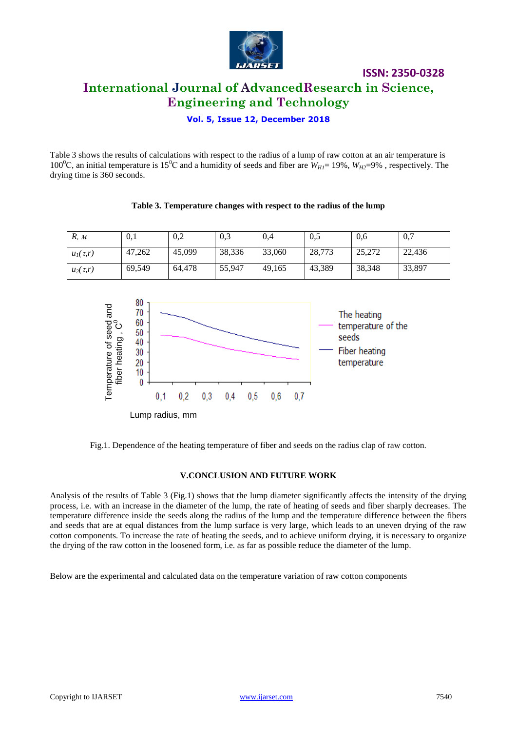Table 3 shows the results of calculations with respect to the radius of a lump of raw cotton at an air temperature is 100$^0$C, an initial temperature is 15$^0$C and a humidity of seeds and fiber are $W_{H1}$= 19%, $W_{H2}$=9% , respectively. The drying time is 360 seconds.

**Table 3. Temperature changes with respect to the radius of the lump**

| *R, м* | 0,1 | 0,2 | 0,3 | 0,4 | 0,5 | 0,6 | 0,7 |
|---|---|---|---|---|---|---|---|
| $u_1(\tau,r)$ | 47,262 | 45,099 | 38,336 | 33,060 | 28,773 | 25,272 | 22,436 |
| $u_2(\tau,r)$ | 69,549 | 64,478 | 55,947 | 49,165 | 43,389 | 38,348 | 33,897 |

Fig.1. Dependence of the heating temperature of fiber and seeds on the radius clap of raw cotton.

## V.CONCLUSION AND FUTURE WORK

Analysis of the results of Table 3 (Fig.1) shows that the lump diameter significantly affects the intensity of the drying process, i.e. with an increase in the diameter of the lump, the rate of heating of seeds and fiber sharply decreases. The temperature difference inside the seeds along the radius of the lump and the temperature difference between the fibers and seeds that are at equal distances from the lump surface is very large, which leads to an uneven drying of the raw cotton components. To increase the rate of heating the seeds, and to achieve uniform drying, it is necessary to organize the drying of the raw cotton in the loosened form, i.e. as far as possible reduce the diameter of the lump.

Below are the experimental and calculated data on the temperature variation of raw cotton components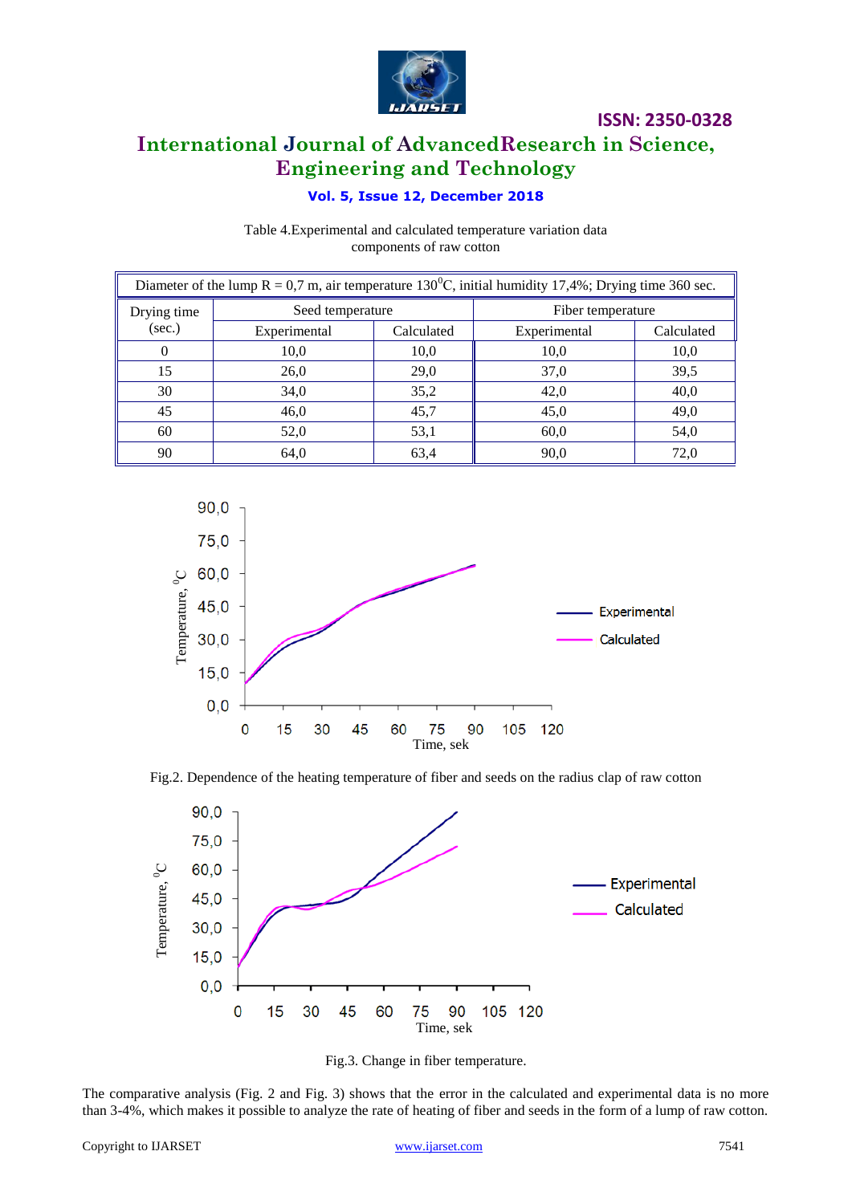Table 4.Experimental and calculated temperature variation data components of raw cotton

| Diameter of the lump R = 0,7 m, air temperature 130$^0$C, initial humidity 17,4%; Drying time 360 sec. | | | | |
|---|---|---|---|---|
| Drying time (sec.) | Seed temperature | | Fiber temperature | |
| | Experimental | Calculated | Experimental | Calculated |
| 0 | 10,0 | 10,0 | 10,0 | 10,0 |
| 15 | 26,0 | 29,0 | 37,0 | 39,5 |
| 30 | 34,0 | 35,2 | 42,0 | 40,0 |
| 45 | 46,0 | 45,7 | 45,0 | 49,0 |
| 60 | 52,0 | 53,1 | 60,0 | 54,0 |
| 90 | 64,0 | 63,4 | 90,0 | 72,0 |

Fig.2. Dependence of the heating temperature of fiber and seeds on the radius clap of raw cotton

Fig.3. Change in fiber temperature.

The comparative analysis (Fig. 2 and Fig. 3) shows that the error in the calculated and experimental data is no more than 3-4%, which makes it possible to analyze the rate of heating of fiber and seeds in the form of a lump of raw cotton.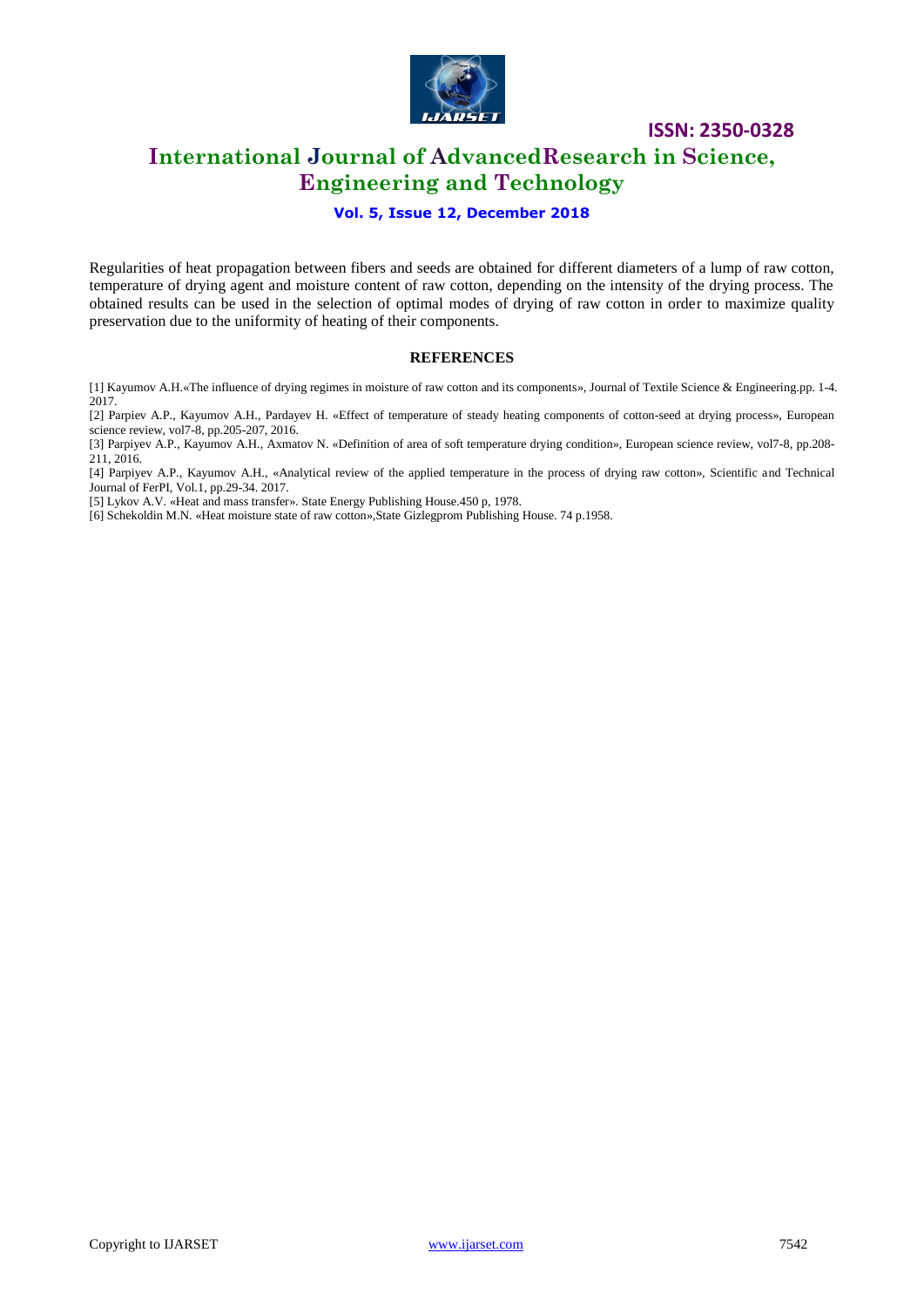Regularities of heat propagation between fibers and seeds are obtained for different diameters of a lump of raw cotton, temperature of drying agent and moisture content of raw cotton, depending on the intensity of the drying process. The obtained results can be used in the selection of optimal modes of drying of raw cotton in order to maximize quality preservation due to the uniformity of heating of their components.

## REFERENCES

[1] Kayumov A.H.«The influence of drying regimes in moisture of raw cotton and its components», Journal of Textile Science & Engineering.pp. 1-4. 2017.

[2] Parpiev A.P., Kayumov A.H., Pardayev H. «Effect of temperature of steady heating components of cotton-seed at drying process», European science review, vol7-8, pp.205-207, 2016.

[3] Parpiyev A.P., Kayumov A.H., Axmatov N. «Definition of area of soft temperature drying condition», European science review, vol7-8, pp.208-211, 2016.

[4] Parpiyev A.P., Kayumov A.H., «Analytical review of the applied temperature in the process of drying raw cotton», Scientific and Technical Journal of FerPI, Vol.1, pp.29-34. 2017.

[5] Lykov A.V. «Heat and mass transfer». State Energy Publishing House.450 p, 1978.

[6] Schekoldin M.N. «Heat moisture state of raw cotton»,State Gizlegprom Publishing House. 74 p.1958.